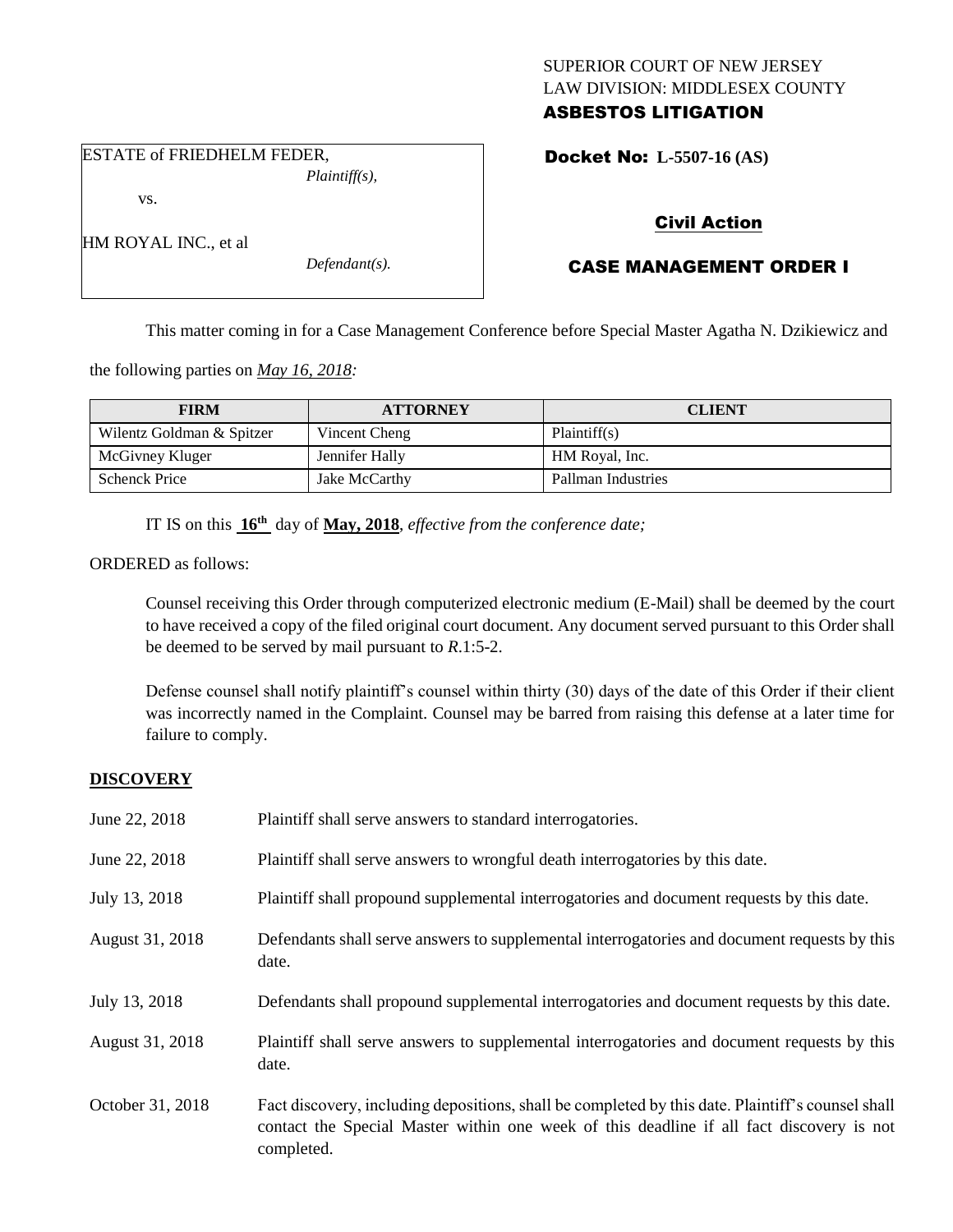SUPERIOR COURT OF NEW JERSEY
LAW DIVISION: MIDDLESEX COUNTY
**ASBESTOS LITIGATION**

ESTATE of FRIEDHELM FEDER,
*Plaintiff(s),*

vs.

HM ROYAL INC., et al
*Defendant(s).*

**Docket No: L-5507-16 (AS)**

**Civil Action**

**CASE MANAGEMENT ORDER I**

This matter coming in for a Case Management Conference before Special Master Agatha N. Dzikiewicz and the following parties on *May 16, 2018:*

| FIRM | ATTORNEY | CLIENT |
|---|---|---|
| Wilentz Goldman & Spitzer | Vincent Cheng | Plaintiff(s) |
| McGivney Kluger | Jennifer Hally | HM Royal, Inc. |
| Schenck Price | Jake McCarthy | Pallman Industries |

IT IS on this **16th** day of **May, 2018**, *effective from the conference date;*

ORDERED as follows:

Counsel receiving this Order through computerized electronic medium (E-Mail) shall be deemed by the court to have received a copy of the filed original court document. Any document served pursuant to this Order shall be deemed to be served by mail pursuant to *R*.1:5-2.

Defense counsel shall notify plaintiff's counsel within thirty (30) days of the date of this Order if their client was incorrectly named in the Complaint. Counsel may be barred from raising this defense at a later time for failure to comply.

**DISCOVERY**

| | |
|---|---|
| June 22, 2018 | Plaintiff shall serve answers to standard interrogatories. |
| June 22, 2018 | Plaintiff shall serve answers to wrongful death interrogatories by this date. |
| July 13, 2018 | Plaintiff shall propound supplemental interrogatories and document requests by this date. |
| August 31, 2018 | Defendants shall serve answers to supplemental interrogatories and document requests by this date. |
| July 13, 2018 | Defendants shall propound supplemental interrogatories and document requests by this date. |
| August 31, 2018 | Plaintiff shall serve answers to supplemental interrogatories and document requests by this date. |
| October 31, 2018 | Fact discovery, including depositions, shall be completed by this date. Plaintiff's counsel shall contact the Special Master within one week of this deadline if all fact discovery is not completed. |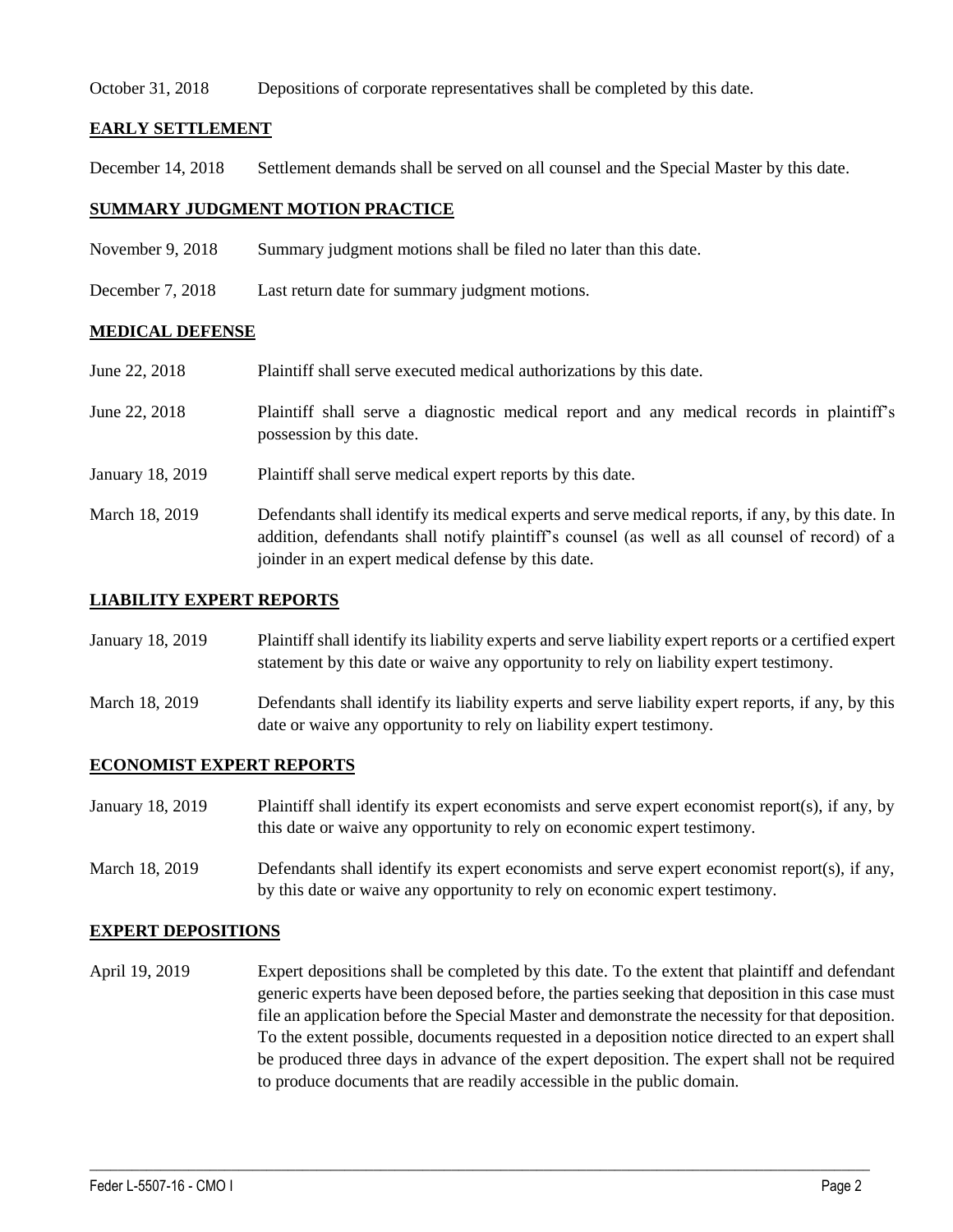October 31, 2018 Depositions of corporate representatives shall be completed by this date.

## EARLY SETTLEMENT

December 14, 2018 Settlement demands shall be served on all counsel and the Special Master by this date.

## SUMMARY JUDGMENT MOTION PRACTICE

November 9, 2018 Summary judgment motions shall be filed no later than this date.

December 7, 2018 Last return date for summary judgment motions.

## MEDICAL DEFENSE

June 22, 2018 Plaintiff shall serve executed medical authorizations by this date.

June 22, 2018 Plaintiff shall serve a diagnostic medical report and any medical records in plaintiff's possession by this date.

January 18, 2019 Plaintiff shall serve medical expert reports by this date.

March 18, 2019 Defendants shall identify its medical experts and serve medical reports, if any, by this date. In addition, defendants shall notify plaintiff's counsel (as well as all counsel of record) of a joinder in an expert medical defense by this date.

## LIABILITY EXPERT REPORTS

January 18, 2019 Plaintiff shall identify its liability experts and serve liability expert reports or a certified expert statement by this date or waive any opportunity to rely on liability expert testimony.

March 18, 2019 Defendants shall identify its liability experts and serve liability expert reports, if any, by this date or waive any opportunity to rely on liability expert testimony.

## ECONOMIST EXPERT REPORTS

January 18, 2019 Plaintiff shall identify its expert economists and serve expert economist report(s), if any, by this date or waive any opportunity to rely on economic expert testimony.

March 18, 2019 Defendants shall identify its expert economists and serve expert economist report(s), if any, by this date or waive any opportunity to rely on economic expert testimony.

## EXPERT DEPOSITIONS

April 19, 2019 Expert depositions shall be completed by this date. To the extent that plaintiff and defendant generic experts have been deposed before, the parties seeking that deposition in this case must file an application before the Special Master and demonstrate the necessity for that deposition. To the extent possible, documents requested in a deposition notice directed to an expert shall be produced three days in advance of the expert deposition. The expert shall not be required to produce documents that are readily accessible in the public domain.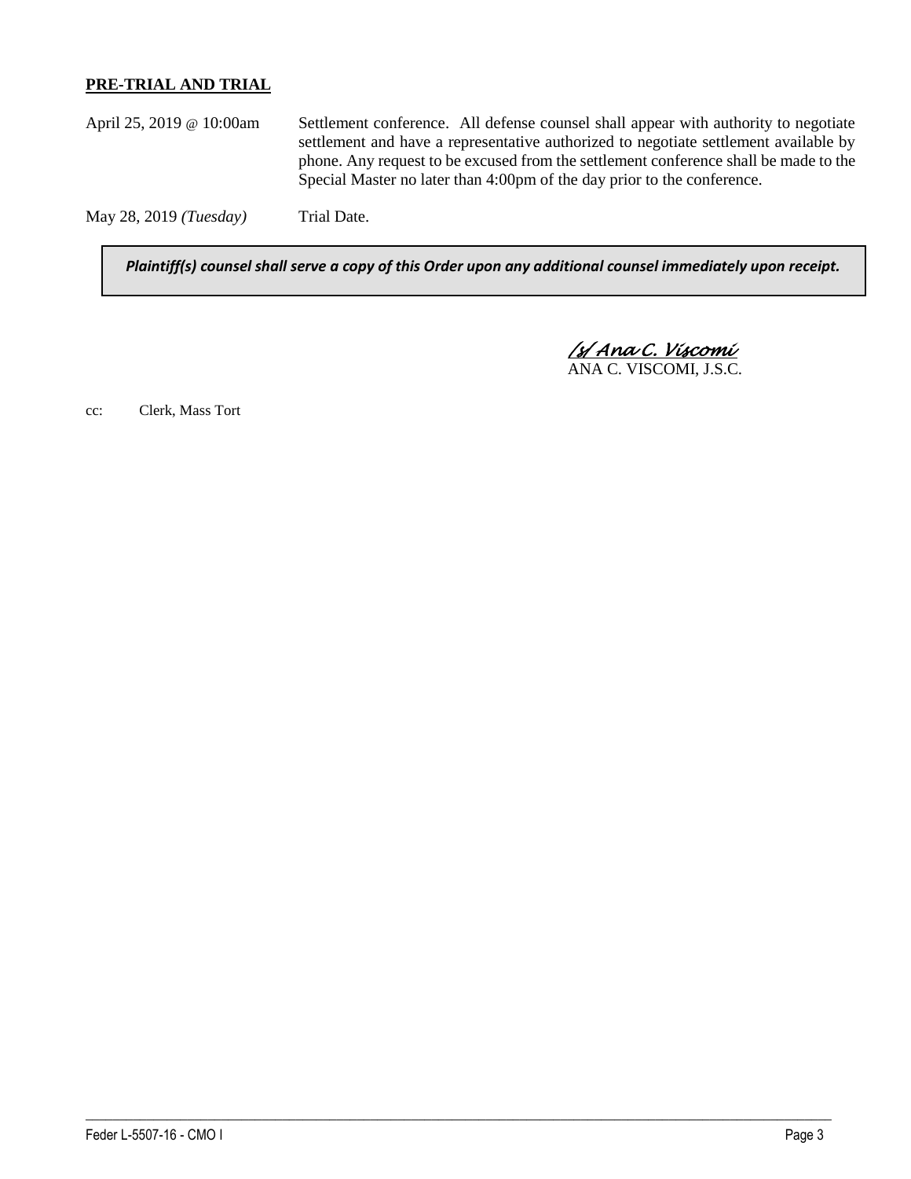**PRE-TRIAL AND TRIAL**

| | |
|---|---|
| April 25, 2019 @ 10:00am | Settlement conference. All defense counsel shall appear with authority to negotiate settlement and have a representative authorized to negotiate settlement available by phone. Any request to be excused from the settlement conference shall be made to the Special Master no later than 4:00pm of the day prior to the conference. |
| May 28, 2019 *(Tuesday)* | Trial Date. |

***Plaintiff(s) counsel shall serve a copy of this Order upon any additional counsel immediately upon receipt.***

/s/ Ana C. Viscomi
ANA C. VISCOMI, J.S.C.

cc: Clerk, Mass Tort